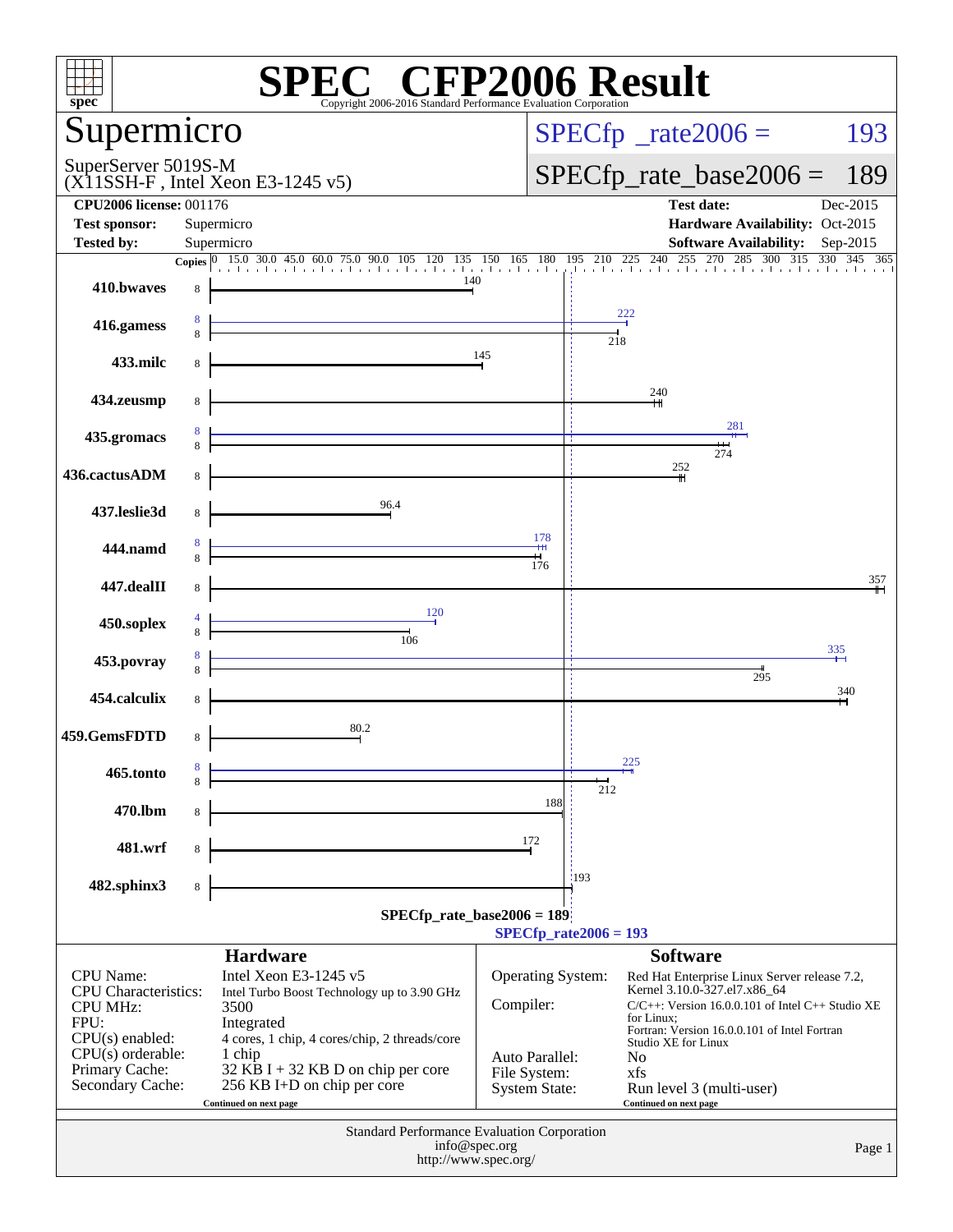# SPEC CFP2006 Result

Copyright 2006-2016 Standard Performance Evaluation Corporation

## Supermicro

SuperServer 5019S-M
(X11SSH-F , Intel Xeon E3-1245 v5)

SPECfp_rate2006 = 193

SPECfp_rate_base2006 = 189

| | | | |
|---|---|---|---|
| **CPU2006 license:** 001176 | | **Test date:** | Dec-2015 |
| **Test sponsor:** | Supermicro | **Hardware Availability:** | Oct-2015 |
| **Tested by:** | Supermicro | **Software Availability:** | Sep-2015 |

| Benchmark | Copies (peak) | Copies (base) | Peak | Base |
|---|---|---|---|---|
| 410.bwaves | | 8 | | 140 |
| 416.gamess | 8 | 8 | 222 | 218 |
| 433.milc | | 8 | | 145 |
| 434.zeusmp | | 8 | | 240 |
| 435.gromacs | 8 | 8 | 281 | 274 |
| 436.cactusADM | | 8 | | 252 |
| 437.leslie3d | | 8 | | 96.4 |
| 444.namd | 8 | 8 | 178 | 176 |
| 447.dealII | | 8 | | 357 |
| 450.soplex | 4 | 8 | 120 | 106 |
| 453.povray | 8 | 8 | 335 | 295 |
| 454.calculix | | 8 | | 340 |
| 459.GemsFDTD | | 8 | | 80.2 |
| 465.tonto | 8 | 8 | 225 | 212 |
| 470.lbm | | 8 | | 188 |
| 481.wrf | | 8 | | 172 |
| 482.sphinx3 | | 8 | | 193 |

SPECfp_rate_base2006 = 189

SPECfp_rate2006 = 193

## Hardware

| | |
|---|---|
| CPU Name: | Intel Xeon E3-1245 v5 |
| CPU Characteristics: | Intel Turbo Boost Technology up to 3.90 GHz |
| CPU MHz: | 3500 |
| FPU: | Integrated |
| CPU(s) enabled: | 4 cores, 1 chip, 4 cores/chip, 2 threads/core |
| CPU(s) orderable: | 1 chip |
| Primary Cache: | 32 KB I + 32 KB D on chip per core |
| Secondary Cache: | 256 KB I+D on chip per core |

Continued on next page

## Software

| | |
|---|---|
| Operating System: | Red Hat Enterprise Linux Server release 7.2, Kernel 3.10.0-327.el7.x86_64 |
| Compiler: | C/C++: Version 16.0.0.101 of Intel C++ Studio XE for Linux; Fortran: Version 16.0.0.101 of Intel Fortran Studio XE for Linux |
| Auto Parallel: | No |
| File System: | xfs |
| System State: | Run level 3 (multi-user) |

Continued on next page

Standard Performance Evaluation Corporation
info@spec.org
http://www.spec.org/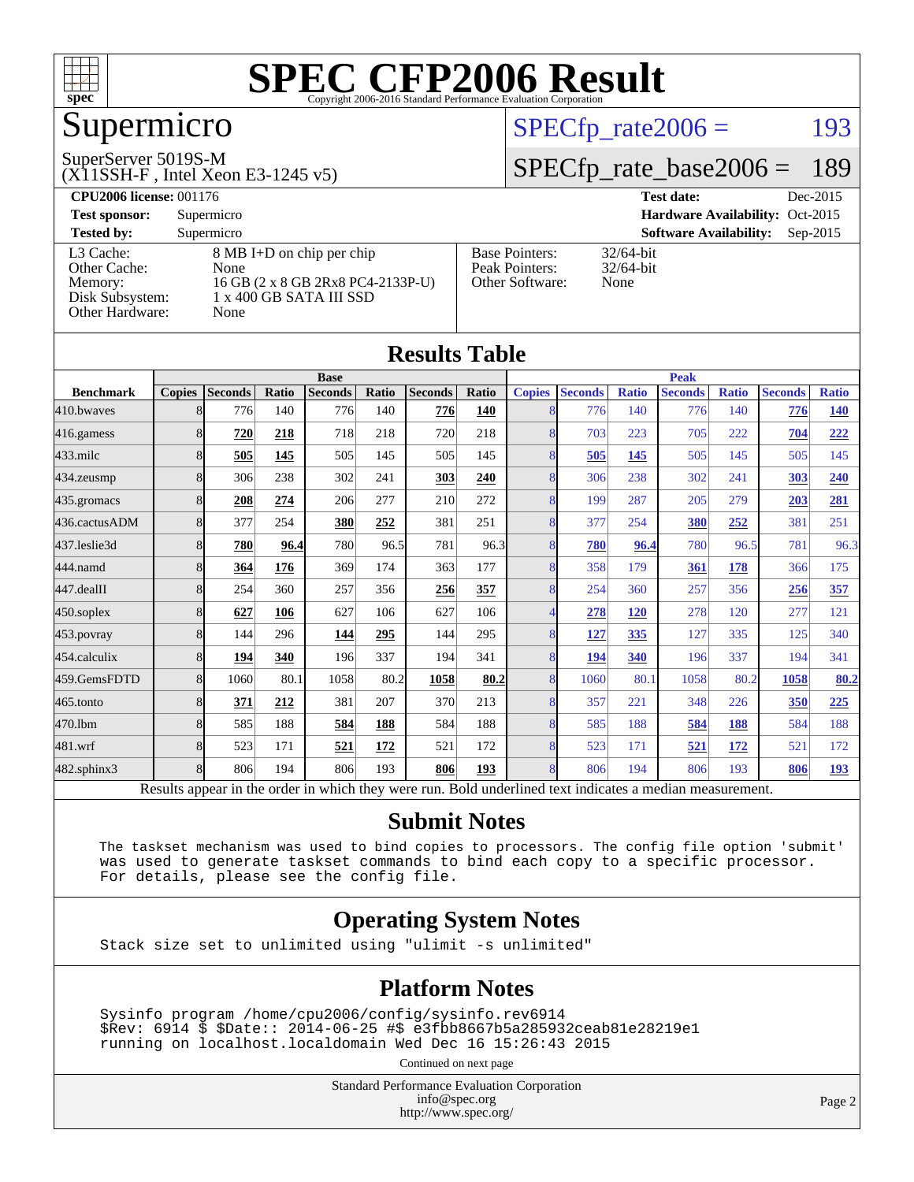# SPEC CFP2006 Result

Copyright 2006-2016 Standard Performance Evaluation Corporation

## Supermicro

SuperServer 5019S-M
(X11SSH-F , Intel Xeon E3-1245 v5)

SPECfp_rate2006 = 193

SPECfp_rate_base2006 = 189

| | | | |
|---|---|---|---|
| **CPU2006 license:** 001176 | | **Test date:** | Dec-2015 |
| **Test sponsor:** | Supermicro | **Hardware Availability:** | Oct-2015 |
| **Tested by:** | Supermicro | **Software Availability:** | Sep-2015 |

| | |
|---|---|
| L3 Cache: | 8 MB I+D on chip per chip |
| Other Cache: | None |
| Memory: | 16 GB (2 x 8 GB 2Rx8 PC4-2133P-U) |
| Disk Subsystem: | 1 x 400 GB SATA III SSD |
| Other Hardware: | None |

| | |
|---|---|
| Base Pointers: | 32/64-bit |
| Peak Pointers: | 32/64-bit |
| Other Software: | None |

## Results Table

| | Base | | | | | | | Peak | | | | | | |
|---|---|---|---|---|---|---|---|---|---|---|---|---|---|---|
| **Benchmark** | **Copies** | **Seconds** | **Ratio** | **Seconds** | **Ratio** | **Seconds** | **Ratio** | **Copies** | **Seconds** | **Ratio** | **Seconds** | **Ratio** | **Seconds** | **Ratio** |
| 410.bwaves | 8 | 776 | 140 | 776 | 140 | **776** | **140** | 8 | 776 | 140 | 776 | 140 | **776** | **140** |
| 416.gamess | 8 | **720** | **218** | 718 | 218 | 720 | 218 | 8 | 703 | 223 | 705 | 222 | **704** | **222** |
| 433.milc | 8 | **505** | **145** | 505 | 145 | 505 | 145 | 8 | **505** | **145** | 505 | 145 | 505 | 145 |
| 434.zeusmp | 8 | 306 | 238 | 302 | 241 | **303** | **240** | 8 | 306 | 238 | 302 | 241 | **303** | **240** |
| 435.gromacs | 8 | **208** | **274** | 206 | 277 | 210 | 272 | 8 | 199 | 287 | 205 | 279 | **203** | **281** |
| 436.cactusADM | 8 | 377 | 254 | **380** | **252** | 381 | 251 | 8 | 377 | 254 | **380** | **252** | 381 | 251 |
| 437.leslie3d | 8 | **780** | **96.4** | 780 | 96.5 | 781 | 96.3 | 8 | **780** | **96.4** | 780 | 96.5 | 781 | 96.3 |
| 444.namd | 8 | **364** | **176** | 369 | 174 | 363 | 177 | 8 | 358 | 179 | **361** | **178** | 366 | 175 |
| 447.dealII | 8 | 254 | 360 | 257 | 356 | **256** | **357** | 8 | 254 | 360 | 257 | 356 | **256** | **357** |
| 450.soplex | 8 | **627** | **106** | 627 | 106 | 627 | 106 | 4 | **278** | **120** | 278 | 120 | 277 | 121 |
| 453.povray | 8 | 144 | 296 | **144** | **295** | 144 | 295 | 8 | **127** | **335** | 127 | 335 | 125 | 340 |
| 454.calculix | 8 | **194** | **340** | 196 | 337 | 194 | 341 | 8 | **194** | **340** | 196 | 337 | 194 | 341 |
| 459.GemsFDTD | 8 | 1060 | 80.1 | 1058 | 80.2 | **1058** | **80.2** | 8 | 1060 | 80.1 | 1058 | 80.2 | **1058** | **80.2** |
| 465.tonto | 8 | **371** | **212** | 381 | 207 | 370 | 213 | 8 | 357 | 221 | 348 | 226 | **350** | **225** |
| 470.lbm | 8 | 585 | 188 | **584** | **188** | 584 | 188 | 8 | 585 | 188 | **584** | **188** | 584 | 188 |
| 481.wrf | 8 | 523 | 171 | **521** | **172** | 521 | 172 | 8 | 523 | 171 | **521** | **172** | 521 | 172 |
| 482.sphinx3 | 8 | 806 | 194 | 806 | 193 | **806** | **193** | 8 | 806 | 194 | 806 | 193 | **806** | **193** |

Results appear in the order in which they were run. Bold underlined text indicates a median measurement.

## Submit Notes

```
The taskset mechanism was used to bind copies to processors. The config file option 'submit'
was used to generate taskset commands to bind each copy to a specific processor.
For details, please see the config file.
```

## Operating System Notes

```
Stack size set to unlimited using "ulimit -s unlimited"
```

## Platform Notes

```
Sysinfo program /home/cpu2006/config/sysinfo.rev6914
$Rev: 6914 $ $Date:: 2014-06-25 #$ e3fbb8667b5a285932ceab81e28219e1
running on localhost.localdomain Wed Dec 16 15:26:43 2015
```

Continued on next page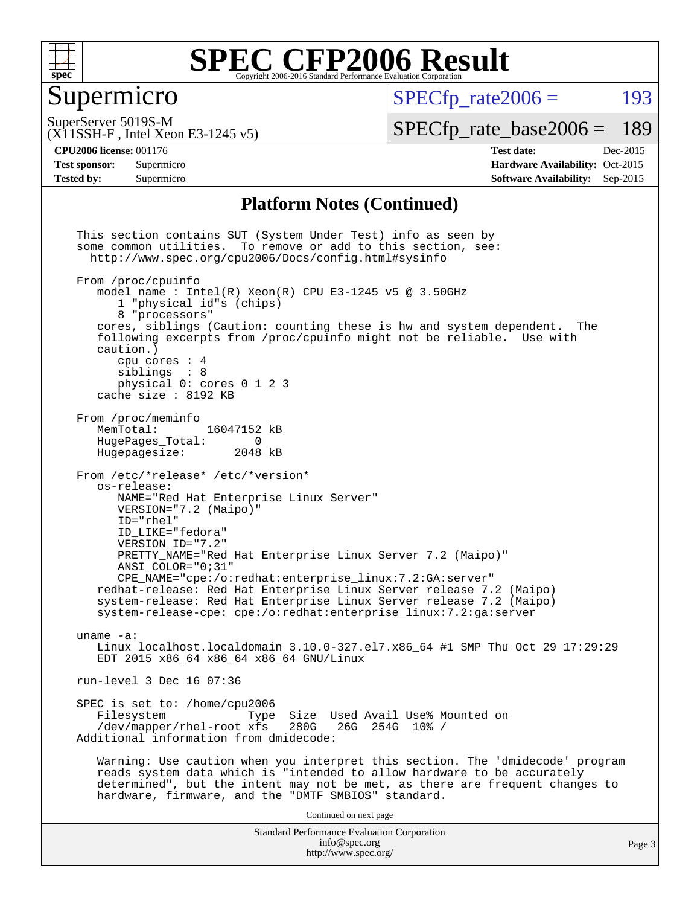# SPEC CFP2006 Result

## Supermicro

SuperServer 5019S-M
(X11SSH-F , Intel Xeon E3-1245 v5)

SPECfp_rate2006 = 193
SPECfp_rate_base2006 = 189

**CPU2006 license:** 001176
**Test sponsor:** Supermicro
**Tested by:** Supermicro
**Test date:** Dec-2015
**Hardware Availability:** Oct-2015
**Software Availability:** Sep-2015

### Platform Notes (Continued)

```
This section contains SUT (System Under Test) info as seen by
some common utilities.  To remove or add to this section, see:
  http://www.spec.org/cpu2006/Docs/config.html#sysinfo

From /proc/cpuinfo
   model name : Intel(R) Xeon(R) CPU E3-1245 v5 @ 3.50GHz
      1 "physical id"s (chips)
      8 "processors"
   cores, siblings (Caution: counting these is hw and system dependent.  The
   following excerpts from /proc/cpuinfo might not be reliable.  Use with
   caution.)
      cpu cores : 4
      siblings  : 8
      physical 0: cores 0 1 2 3
   cache size : 8192 KB

From /proc/meminfo
   MemTotal:       16047152 kB
   HugePages_Total:       0
   Hugepagesize:       2048 kB

From /etc/*release* /etc/*version*
   os-release:
      NAME="Red Hat Enterprise Linux Server"
      VERSION="7.2 (Maipo)"
      ID="rhel"
      ID_LIKE="fedora"
      VERSION_ID="7.2"
      PRETTY_NAME="Red Hat Enterprise Linux Server 7.2 (Maipo)"
      ANSI_COLOR="0;31"
      CPE_NAME="cpe:/o:redhat:enterprise_linux:7.2:GA:server"
   redhat-release: Red Hat Enterprise Linux Server release 7.2 (Maipo)
   system-release: Red Hat Enterprise Linux Server release 7.2 (Maipo)
   system-release-cpe: cpe:/o:redhat:enterprise_linux:7.2:ga:server

uname -a:
   Linux localhost.localdomain 3.10.0-327.el7.x86_64 #1 SMP Thu Oct 29 17:29:29
   EDT 2015 x86_64 x86_64 x86_64 GNU/Linux

run-level 3 Dec 16 07:36

SPEC is set to: /home/cpu2006
   Filesystem            Type  Size  Used Avail Use% Mounted on
   /dev/mapper/rhel-root xfs   280G   26G  254G  10% /
Additional information from dmidecode:

   Warning: Use caution when you interpret this section. The 'dmidecode' program
   reads system data which is "intended to allow hardware to be accurately
   determined", but the intent may not be met, as there are frequent changes to
   hardware, firmware, and the "DMTF SMBIOS" standard.
```

Continued on next page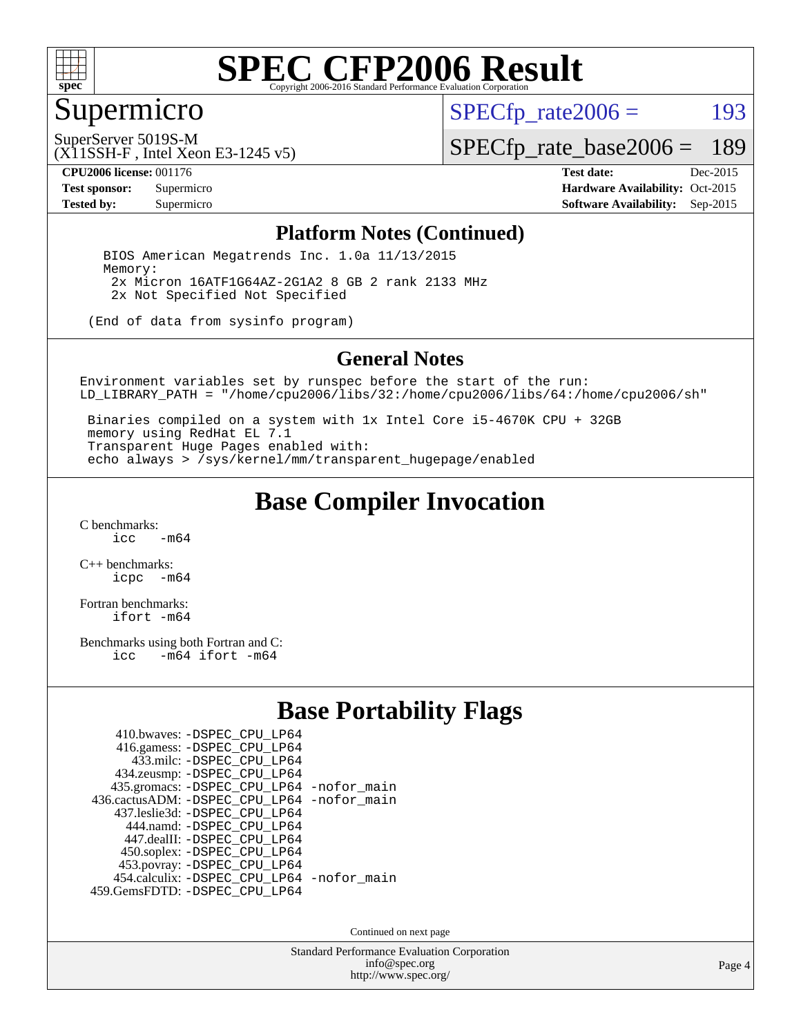# SPEC CFP2006 Result

Copyright 2006-2016 Standard Performance Evaluation Corporation

## Supermicro

SuperServer 5019S-M
(X11SSH-F , Intel Xeon E3-1245 v5)

SPECfp_rate2006 = 193

SPECfp_rate_base2006 = 189

| | | | |
|---|---|---|---|
| **CPU2006 license:** 001176 | | **Test date:** | Dec-2015 |
| **Test sponsor:** | Supermicro | **Hardware Availability:** | Oct-2015 |
| **Tested by:** | Supermicro | **Software Availability:** | Sep-2015 |

## Platform Notes (Continued)

```
BIOS American Megatrends Inc. 1.0a 11/13/2015
Memory:
 2x Micron 16ATF1G64AZ-2G1A2 8 GB 2 rank 2133 MHz
 2x Not Specified Not Specified

(End of data from sysinfo program)
```

## General Notes

```
Environment variables set by runspec before the start of the run:
LD_LIBRARY_PATH = "/home/cpu2006/libs/32:/home/cpu2006/libs/64:/home/cpu2006/sh"

 Binaries compiled on a system with 1x Intel Core i5-4670K CPU + 32GB
 memory using RedHat EL 7.1
 Transparent Huge Pages enabled with:
 echo always > /sys/kernel/mm/transparent_hugepage/enabled
```

## Base Compiler Invocation

C benchmarks:
    icc -m64

C++ benchmarks:
    icpc -m64

Fortran benchmarks:
    ifort -m64

Benchmarks using both Fortran and C:
    icc -m64 ifort -m64

## Base Portability Flags

| | |
|---|---|
| 410.bwaves: | -DSPEC_CPU_LP64 |
| 416.gamess: | -DSPEC_CPU_LP64 |
| 433.milc: | -DSPEC_CPU_LP64 |
| 434.zeusmp: | -DSPEC_CPU_LP64 |
| 435.gromacs: | -DSPEC_CPU_LP64 -nofor_main |
| 436.cactusADM: | -DSPEC_CPU_LP64 -nofor_main |
| 437.leslie3d: | -DSPEC_CPU_LP64 |
| 444.namd: | -DSPEC_CPU_LP64 |
| 447.dealII: | -DSPEC_CPU_LP64 |
| 450.soplex: | -DSPEC_CPU_LP64 |
| 453.povray: | -DSPEC_CPU_LP64 |
| 454.calculix: | -DSPEC_CPU_LP64 -nofor_main |
| 459.GemsFDTD: | -DSPEC_CPU_LP64 |

Continued on next page

Standard Performance Evaluation Corporation
info@spec.org
http://www.spec.org/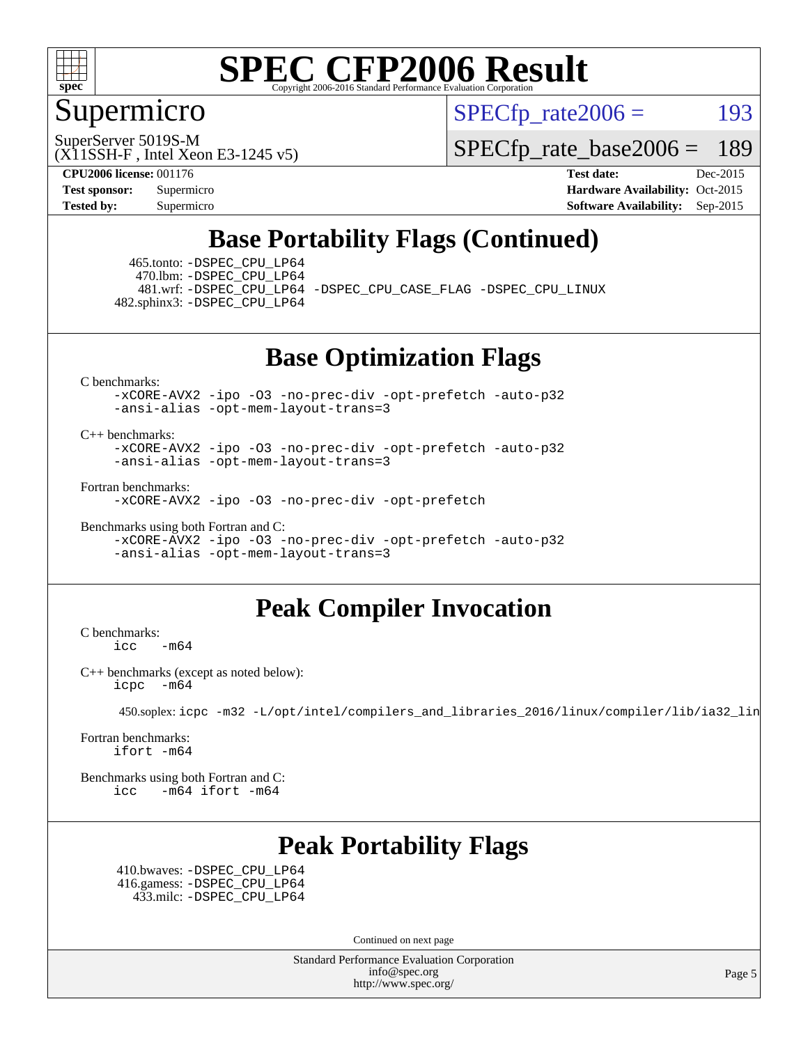# SPEC CFP2006 Result

Copyright 2006-2016 Standard Performance Evaluation Corporation

## Supermicro

SuperServer 5019S-M
(X11SSH-F , Intel Xeon E3-1245 v5)

SPECfp_rate2006 = 193

SPECfp_rate_base2006 = 189

| | | | |
|---|---|---|---|
| **CPU2006 license:** 001176 | | **Test date:** | Dec-2015 |
| **Test sponsor:** | Supermicro | **Hardware Availability:** | Oct-2015 |
| **Tested by:** | Supermicro | **Software Availability:** | Sep-2015 |

## Base Portability Flags (Continued)

465.tonto: -DSPEC_CPU_LP64
470.lbm: -DSPEC_CPU_LP64
481.wrf: -DSPEC_CPU_LP64 -DSPEC_CPU_CASE_FLAG -DSPEC_CPU_LINUX
482.sphinx3: -DSPEC_CPU_LP64

## Base Optimization Flags

C benchmarks:
```
-xCORE-AVX2 -ipo -O3 -no-prec-div -opt-prefetch -auto-p32
-ansi-alias -opt-mem-layout-trans=3
```

C++ benchmarks:
```
-xCORE-AVX2 -ipo -O3 -no-prec-div -opt-prefetch -auto-p32
-ansi-alias -opt-mem-layout-trans=3
```

Fortran benchmarks:
```
-xCORE-AVX2 -ipo -O3 -no-prec-div -opt-prefetch
```

Benchmarks using both Fortran and C:
```
-xCORE-AVX2 -ipo -O3 -no-prec-div -opt-prefetch -auto-p32
-ansi-alias -opt-mem-layout-trans=3
```

## Peak Compiler Invocation

C benchmarks:
```
icc   -m64
```

C++ benchmarks (except as noted below):
```
icpc  -m64
```

450.soplex: `icpc -m32 -L/opt/intel/compilers_and_libraries_2016/linux/compiler/lib/ia32_lin`

Fortran benchmarks:
```
ifort -m64
```

Benchmarks using both Fortran and C:
```
icc   -m64 ifort -m64
```

## Peak Portability Flags

410.bwaves: -DSPEC_CPU_LP64
416.gamess: -DSPEC_CPU_LP64
433.milc: -DSPEC_CPU_LP64

Continued on next page

Standard Performance Evaluation Corporation
info@spec.org
http://www.spec.org/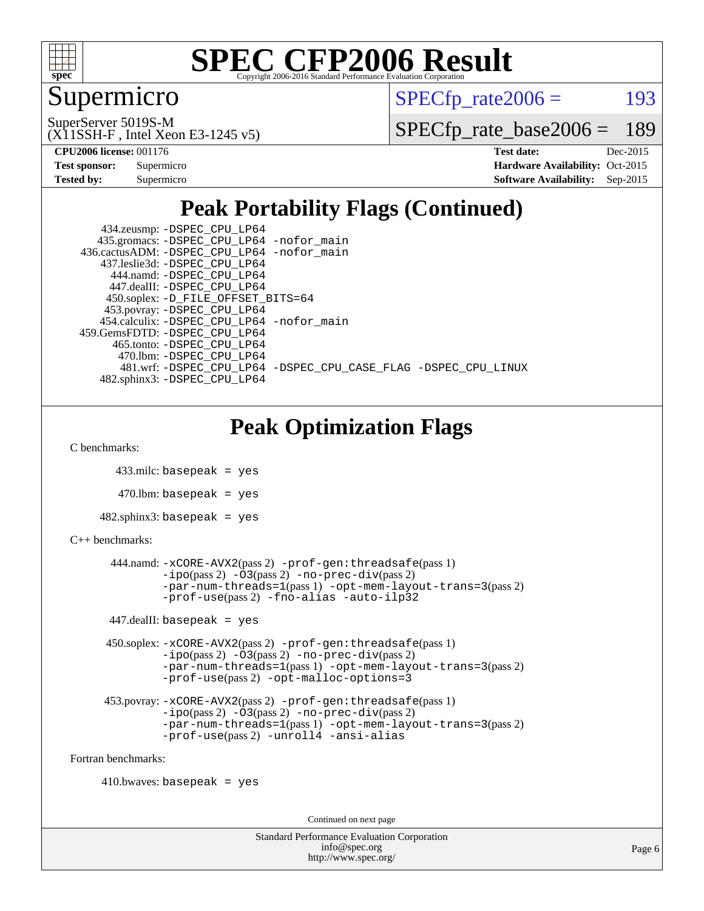# SPEC CFP2006 Result

Copyright 2006-2016 Standard Performance Evaluation Corporation

## Supermicro

SuperServer 5019S-M
(X11SSH-F , Intel Xeon E3-1245 v5)

SPECfp_rate2006 = 193

SPECfp_rate_base2006 = 189

**CPU2006 license:** 001176
**Test sponsor:** Supermicro
**Tested by:** Supermicro

**Test date:** Dec-2015
**Hardware Availability:** Oct-2015
**Software Availability:** Sep-2015

## Peak Portability Flags (Continued)

434.zeusmp: -DSPEC_CPU_LP64
435.gromacs: -DSPEC_CPU_LP64 -nofor_main
436.cactusADM: -DSPEC_CPU_LP64 -nofor_main
437.leslie3d: -DSPEC_CPU_LP64
444.namd: -DSPEC_CPU_LP64
447.dealII: -DSPEC_CPU_LP64
450.soplex: -D_FILE_OFFSET_BITS=64
453.povray: -DSPEC_CPU_LP64
454.calculix: -DSPEC_CPU_LP64 -nofor_main
459.GemsFDTD: -DSPEC_CPU_LP64
465.tonto: -DSPEC_CPU_LP64
470.lbm: -DSPEC_CPU_LP64
481.wrf: -DSPEC_CPU_LP64 -DSPEC_CPU_CASE_FLAG -DSPEC_CPU_LINUX
482.sphinx3: -DSPEC_CPU_LP64

## Peak Optimization Flags

C benchmarks:

433.milc: basepeak = yes

470.lbm: basepeak = yes

482.sphinx3: basepeak = yes

C++ benchmarks:

444.namd: -xCORE-AVX2(pass 2) -prof-gen:threadsafe(pass 1) -ipo(pass 2) -O3(pass 2) -no-prec-div(pass 2) -par-num-threads=1(pass 1) -opt-mem-layout-trans=3(pass 2) -prof-use(pass 2) -fno-alias -auto-ilp32

447.dealII: basepeak = yes

450.soplex: -xCORE-AVX2(pass 2) -prof-gen:threadsafe(pass 1) -ipo(pass 2) -O3(pass 2) -no-prec-div(pass 2) -par-num-threads=1(pass 1) -opt-mem-layout-trans=3(pass 2) -prof-use(pass 2) -opt-malloc-options=3

453.povray: -xCORE-AVX2(pass 2) -prof-gen:threadsafe(pass 1) -ipo(pass 2) -O3(pass 2) -no-prec-div(pass 2) -par-num-threads=1(pass 1) -opt-mem-layout-trans=3(pass 2) -prof-use(pass 2) -unroll4 -ansi-alias

Fortran benchmarks:

410.bwaves: basepeak = yes

Continued on next page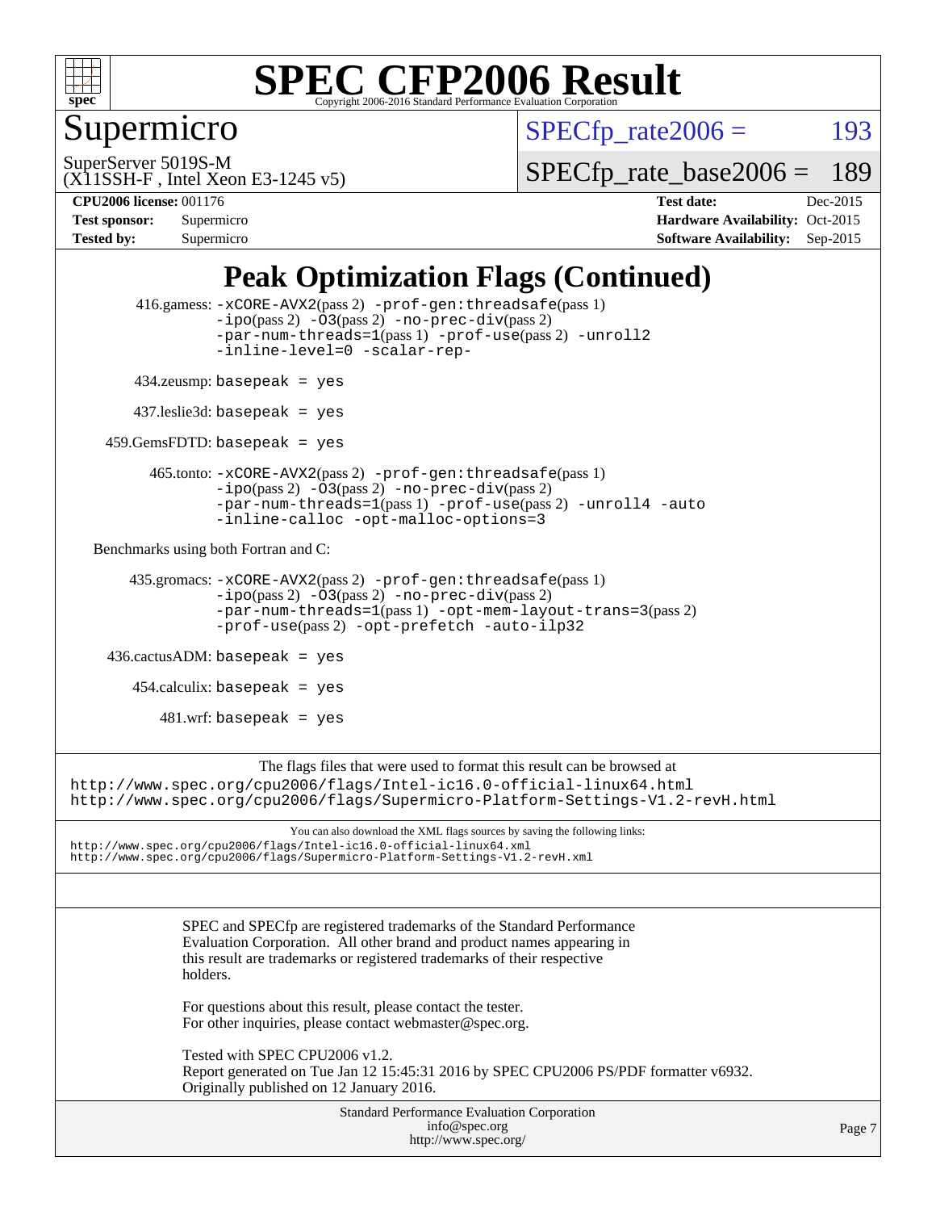# SPEC CFP2006 Result

Copyright 2006-2016 Standard Performance Evaluation Corporation

## Supermicro

SuperServer 5019S-M
(X11SSH-F , Intel Xeon E3-1245 v5)

SPECfp_rate2006 = 193

SPECfp_rate_base2006 = 189

**CPU2006 license:** 001176
**Test sponsor:** Supermicro
**Tested by:** Supermicro

**Test date:** Dec-2015
**Hardware Availability:** Oct-2015
**Software Availability:** Sep-2015

## Peak Optimization Flags (Continued)

416.gamess: -xCORE-AVX2(pass 2) -prof-gen:threadsafe(pass 1) -ipo(pass 2) -O3(pass 2) -no-prec-div(pass 2) -par-num-threads=1(pass 1) -prof-use(pass 2) -unroll2 -inline-level=0 -scalar-rep-

434.zeusmp: basepeak = yes

437.leslie3d: basepeak = yes

459.GemsFDTD: basepeak = yes

465.tonto: -xCORE-AVX2(pass 2) -prof-gen:threadsafe(pass 1) -ipo(pass 2) -O3(pass 2) -no-prec-div(pass 2) -par-num-threads=1(pass 1) -prof-use(pass 2) -unroll4 -auto -inline-calloc -opt-malloc-options=3

Benchmarks using both Fortran and C:

435.gromacs: -xCORE-AVX2(pass 2) -prof-gen:threadsafe(pass 1) -ipo(pass 2) -O3(pass 2) -no-prec-div(pass 2) -par-num-threads=1(pass 1) -opt-mem-layout-trans=3(pass 2) -prof-use(pass 2) -opt-prefetch -auto-ilp32

436.cactusADM: basepeak = yes

454.calculix: basepeak = yes

481.wrf: basepeak = yes

The flags files that were used to format this result can be browsed at
http://www.spec.org/cpu2006/flags/Intel-ic16.0-official-linux64.html
http://www.spec.org/cpu2006/flags/Supermicro-Platform-Settings-V1.2-revH.html

You can also download the XML flags sources by saving the following links:
http://www.spec.org/cpu2006/flags/Intel-ic16.0-official-linux64.xml
http://www.spec.org/cpu2006/flags/Supermicro-Platform-Settings-V1.2-revH.xml

SPEC and SPECfp are registered trademarks of the Standard Performance Evaluation Corporation. All other brand and product names appearing in this result are trademarks or registered trademarks of their respective holders.

For questions about this result, please contact the tester.
For other inquiries, please contact webmaster@spec.org.

Tested with SPEC CPU2006 v1.2.
Report generated on Tue Jan 12 15:45:31 2016 by SPEC CPU2006 PS/PDF formatter v6932.
Originally published on 12 January 2016.

Standard Performance Evaluation Corporation
info@spec.org
http://www.spec.org/